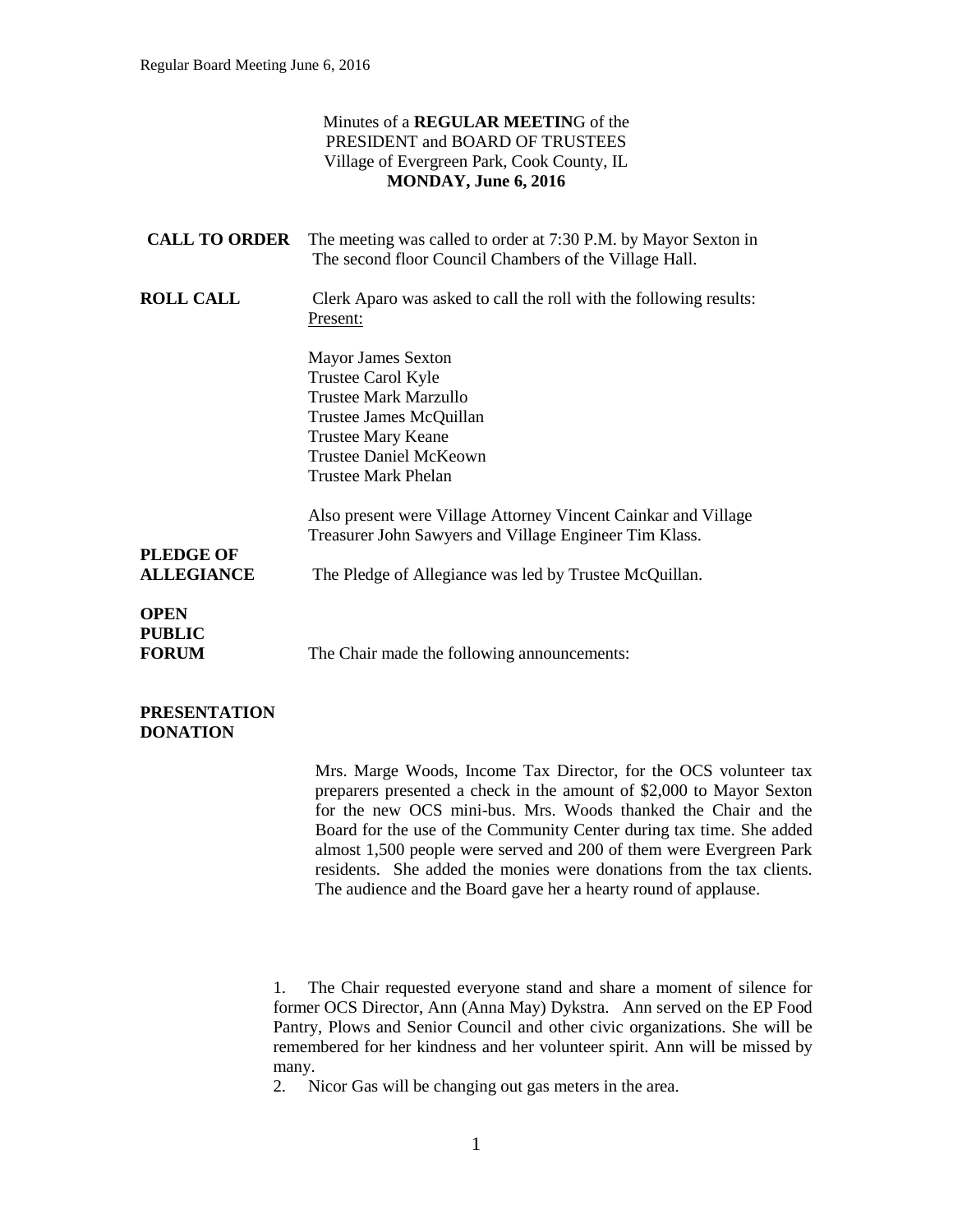Minutes of a **REGULAR MEETIN**G of the
PRESIDENT and BOARD OF TRUSTEES
Village of Evergreen Park, Cook County, IL
**MONDAY, June 6, 2016**

**CALL TO ORDER** The meeting was called to order at 7:30 P.M. by Mayor Sexton in The second floor Council Chambers of the Village Hall.

**ROLL CALL** Clerk Aparo was asked to call the roll with the following results:
Present:

Mayor James Sexton
Trustee Carol Kyle
Trustee Mark Marzullo
Trustee James McQuillan
Trustee Mary Keane
Trustee Daniel McKeown
Trustee Mark Phelan

Also present were Village Attorney Vincent Cainkar and Village Treasurer John Sawyers and Village Engineer Tim Klass.

**PLEDGE OF ALLEGIANCE** The Pledge of Allegiance was led by Trustee McQuillan.

**OPEN PUBLIC FORUM** The Chair made the following announcements:

**PRESENTATION DONATION**

Mrs. Marge Woods, Income Tax Director, for the OCS volunteer tax preparers presented a check in the amount of $2,000 to Mayor Sexton for the new OCS mini-bus. Mrs. Woods thanked the Chair and the Board for the use of the Community Center during tax time. She added almost 1,500 people were served and 200 of them were Evergreen Park residents. She added the monies were donations from the tax clients. The audience and the Board gave her a hearty round of applause.

1. The Chair requested everyone stand and share a moment of silence for former OCS Director, Ann (Anna May) Dykstra. Ann served on the EP Food Pantry, Plows and Senior Council and other civic organizations. She will be remembered for her kindness and her volunteer spirit. Ann will be missed by many.
2. Nicor Gas will be changing out gas meters in the area.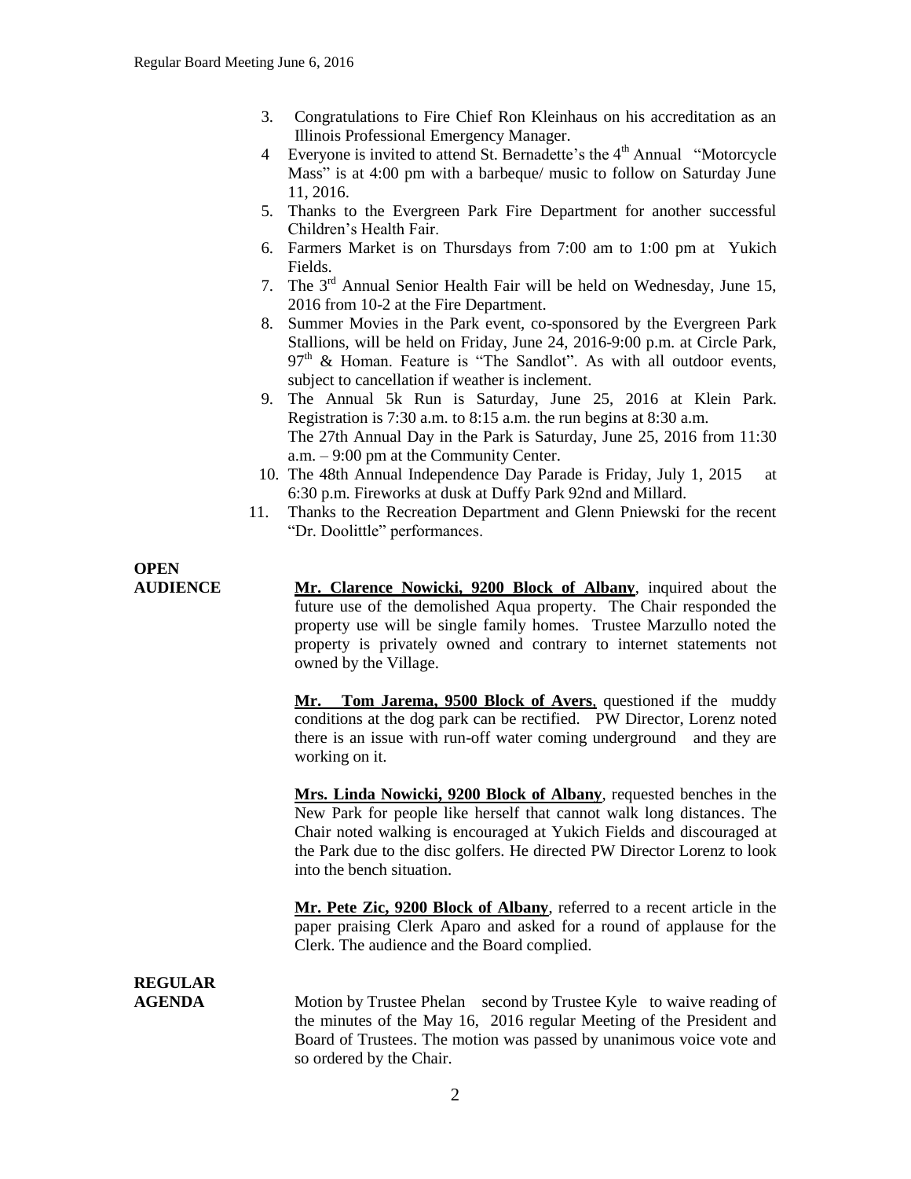3. Congratulations to Fire Chief Ron Kleinhaus on his accreditation as an Illinois Professional Emergency Manager.
4. Everyone is invited to attend St. Bernadette's the 4th Annual "Motorcycle Mass" is at 4:00 pm with a barbeque/ music to follow on Saturday June 11, 2016.
5. Thanks to the Evergreen Park Fire Department for another successful Children's Health Fair.
6. Farmers Market is on Thursdays from 7:00 am to 1:00 pm at Yukich Fields.
7. The 3rd Annual Senior Health Fair will be held on Wednesday, June 15, 2016 from 10-2 at the Fire Department.
8. Summer Movies in the Park event, co-sponsored by the Evergreen Park Stallions, will be held on Friday, June 24, 2016-9:00 p.m. at Circle Park, 97th & Homan. Feature is "The Sandlot". As with all outdoor events, subject to cancellation if weather is inclement.
9. The Annual 5k Run is Saturday, June 25, 2016 at Klein Park. Registration is 7:30 a.m. to 8:15 a.m. the run begins at 8:30 a.m.
   The 27th Annual Day in the Park is Saturday, June 25, 2016 from 11:30 a.m. – 9:00 pm at the Community Center.
10. The 48th Annual Independence Day Parade is Friday, July 1, 2015 at 6:30 p.m. Fireworks at dusk at Duffy Park 92nd and Millard.
11. Thanks to the Recreation Department and Glenn Pniewski for the recent "Dr. Doolittle" performances.

**OPEN AUDIENCE**

**Mr. Clarence Nowicki, 9200 Block of Albany**, inquired about the future use of the demolished Aqua property. The Chair responded the property use will be single family homes. Trustee Marzullo noted the property is privately owned and contrary to internet statements not owned by the Village.

**Mr. Tom Jarema, 9500 Block of Avers**, questioned if the muddy conditions at the dog park can be rectified. PW Director, Lorenz noted there is an issue with run-off water coming underground and they are working on it.

**Mrs. Linda Nowicki, 9200 Block of Albany**, requested benches in the New Park for people like herself that cannot walk long distances. The Chair noted walking is encouraged at Yukich Fields and discouraged at the Park due to the disc golfers. He directed PW Director Lorenz to look into the bench situation.

**Mr. Pete Zic, 9200 Block of Albany**, referred to a recent article in the paper praising Clerk Aparo and asked for a round of applause for the Clerk. The audience and the Board complied.

**REGULAR AGENDA**

Motion by Trustee Phelan second by Trustee Kyle to waive reading of the minutes of the May 16, 2016 regular Meeting of the President and Board of Trustees. The motion was passed by unanimous voice vote and so ordered by the Chair.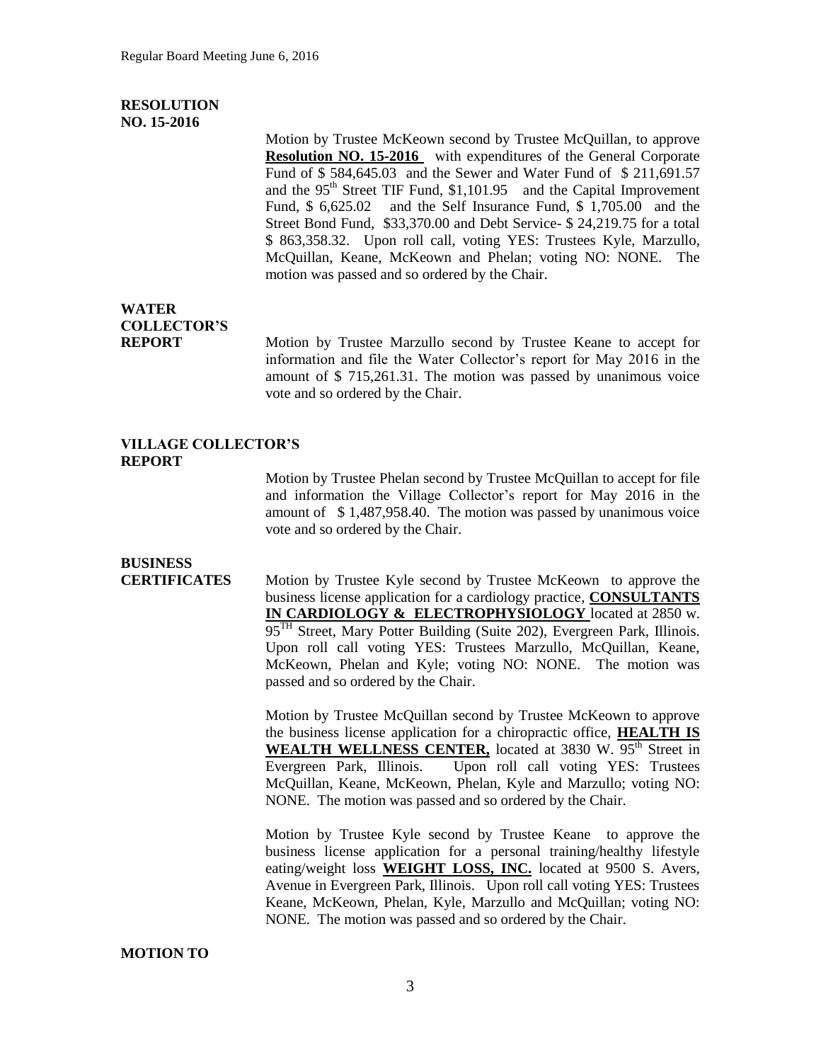**RESOLUTION NO. 15-2016**

Motion by Trustee McKeown second by Trustee McQuillan, to approve **Resolution NO. 15-2016** with expenditures of the General Corporate Fund of $ 584,645.03 and the Sewer and Water Fund of $ 211,691.57 and the 95th Street TIF Fund, $1,101.95 and the Capital Improvement Fund, $ 6,625.02 and the Self Insurance Fund, $ 1,705.00 and the Street Bond Fund, $33,370.00 and Debt Service- $ 24,219.75 for a total $ 863,358.32. Upon roll call, voting YES: Trustees Kyle, Marzullo, McQuillan, Keane, McKeown and Phelan; voting NO: NONE. The motion was passed and so ordered by the Chair.

**WATER COLLECTOR'S REPORT**

Motion by Trustee Marzullo second by Trustee Keane to accept for information and file the Water Collector's report for May 2016 in the amount of $ 715,261.31. The motion was passed by unanimous voice vote and so ordered by the Chair.

**VILLAGE COLLECTOR'S REPORT**

Motion by Trustee Phelan second by Trustee McQuillan to accept for file and information the Village Collector's report for May 2016 in the amount of $ 1,487,958.40. The motion was passed by unanimous voice vote and so ordered by the Chair.

**BUSINESS CERTIFICATES**

Motion by Trustee Kyle second by Trustee McKeown to approve the business license application for a cardiology practice, **CONSULTANTS IN CARDIOLOGY & ELECTROPHYSIOLOGY** located at 2850 w. 95TH Street, Mary Potter Building (Suite 202), Evergreen Park, Illinois. Upon roll call voting YES: Trustees Marzullo, McQuillan, Keane, McKeown, Phelan and Kyle; voting NO: NONE. The motion was passed and so ordered by the Chair.

Motion by Trustee McQuillan second by Trustee McKeown to approve the business license application for a chiropractic office, **HEALTH IS WEALTH WELLNESS CENTER,** located at 3830 W. 95th Street in Evergreen Park, Illinois. Upon roll call voting YES: Trustees McQuillan, Keane, McKeown, Phelan, Kyle and Marzullo; voting NO: NONE. The motion was passed and so ordered by the Chair.

Motion by Trustee Kyle second by Trustee Keane to approve the business license application for a personal training/healthy lifestyle eating/weight loss **WEIGHT LOSS, INC.** located at 9500 S. Avers, Avenue in Evergreen Park, Illinois. Upon roll call voting YES: Trustees Keane, McKeown, Phelan, Kyle, Marzullo and McQuillan; voting NO: NONE. The motion was passed and so ordered by the Chair.

**MOTION TO**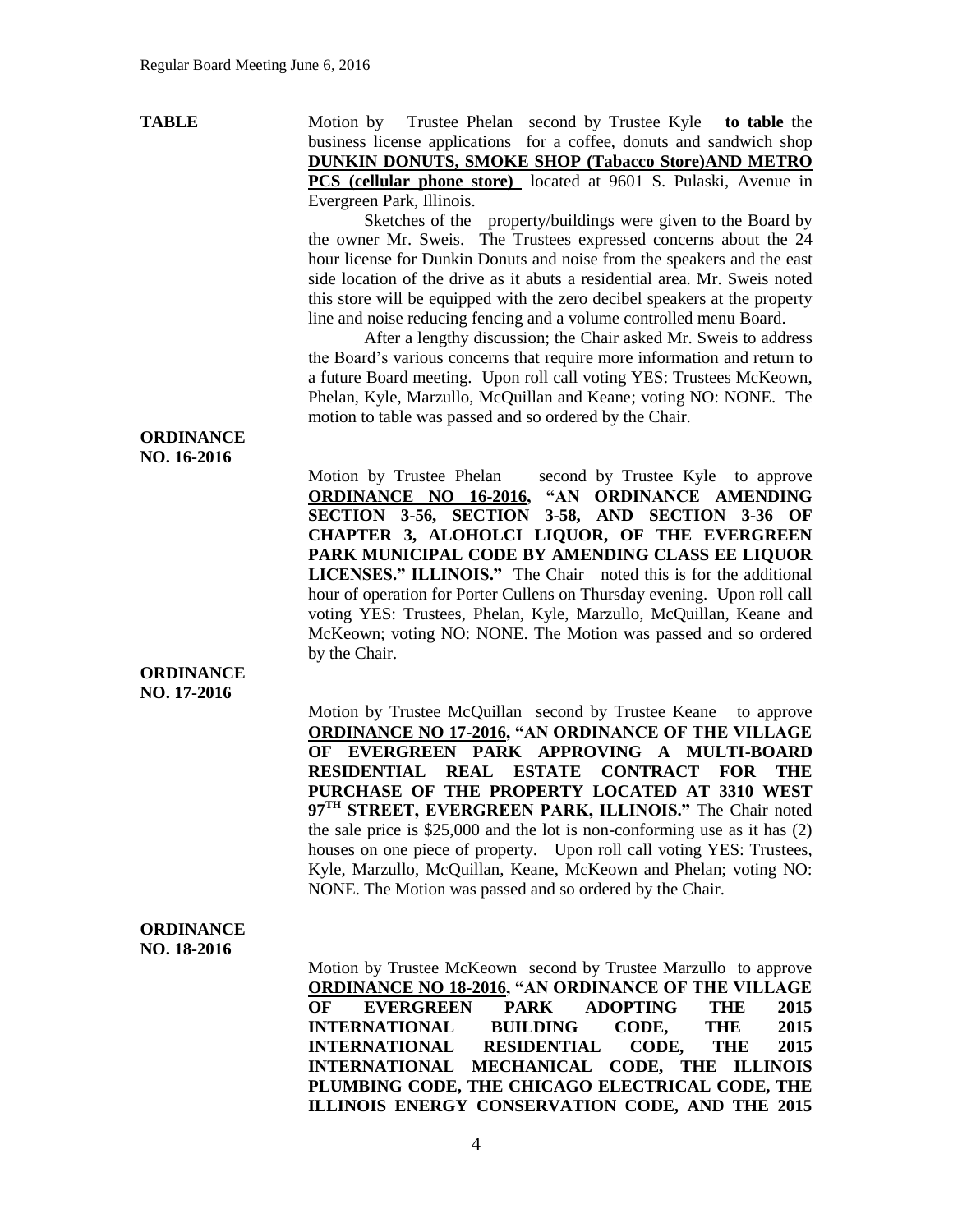**TABLE**

Motion by Trustee Phelan second by Trustee Kyle **to table** the business license applications for a coffee, donuts and sandwich shop **DUNKIN DONUTS, SMOKE SHOP (Tabacco Store)AND METRO PCS (cellular phone store)** located at 9601 S. Pulaski, Avenue in Evergreen Park, Illinois.

Sketches of the property/buildings were given to the Board by the owner Mr. Sweis. The Trustees expressed concerns about the 24 hour license for Dunkin Donuts and noise from the speakers and the east side location of the drive as it abuts a residential area. Mr. Sweis noted this store will be equipped with the zero decibel speakers at the property line and noise reducing fencing and a volume controlled menu Board.

After a lengthy discussion; the Chair asked Mr. Sweis to address the Board's various concerns that require more information and return to a future Board meeting. Upon roll call voting YES: Trustees McKeown, Phelan, Kyle, Marzullo, McQuillan and Keane; voting NO: NONE. The motion to table was passed and so ordered by the Chair.

**ORDINANCE NO. 16-2016**

Motion by Trustee Phelan second by Trustee Kyle to approve **ORDINANCE NO 16-2016, "AN ORDINANCE AMENDING SECTION 3-56, SECTION 3-58, AND SECTION 3-36 OF CHAPTER 3, ALOHOLCI LIQUOR, OF THE EVERGREEN PARK MUNICIPAL CODE BY AMENDING CLASS EE LIQUOR LICENSES." ILLINOIS."** The Chair noted this is for the additional hour of operation for Porter Cullens on Thursday evening. Upon roll call voting YES: Trustees, Phelan, Kyle, Marzullo, McQuillan, Keane and McKeown; voting NO: NONE. The Motion was passed and so ordered by the Chair.

**ORDINANCE NO. 17-2016**

Motion by Trustee McQuillan second by Trustee Keane to approve **ORDINANCE NO 17-2016, "AN ORDINANCE OF THE VILLAGE OF EVERGREEN PARK APPROVING A MULTI-BOARD RESIDENTIAL REAL ESTATE CONTRACT FOR THE PURCHASE OF THE PROPERTY LOCATED AT 3310 WEST 97TH STREET, EVERGREEN PARK, ILLINOIS."** The Chair noted the sale price is $25,000 and the lot is non-conforming use as it has (2) houses on one piece of property. Upon roll call voting YES: Trustees, Kyle, Marzullo, McQuillan, Keane, McKeown and Phelan; voting NO: NONE. The Motion was passed and so ordered by the Chair.

**ORDINANCE NO. 18-2016**

Motion by Trustee McKeown second by Trustee Marzullo to approve **ORDINANCE NO 18-2016, "AN ORDINANCE OF THE VILLAGE OF EVERGREEN PARK ADOPTING THE 2015 INTERNATIONAL BUILDING CODE, THE 2015 INTERNATIONAL RESIDENTIAL CODE, THE 2015 INTERNATIONAL MECHANICAL CODE, THE ILLINOIS PLUMBING CODE, THE CHICAGO ELECTRICAL CODE, THE ILLINOIS ENERGY CONSERVATION CODE, AND THE 2015**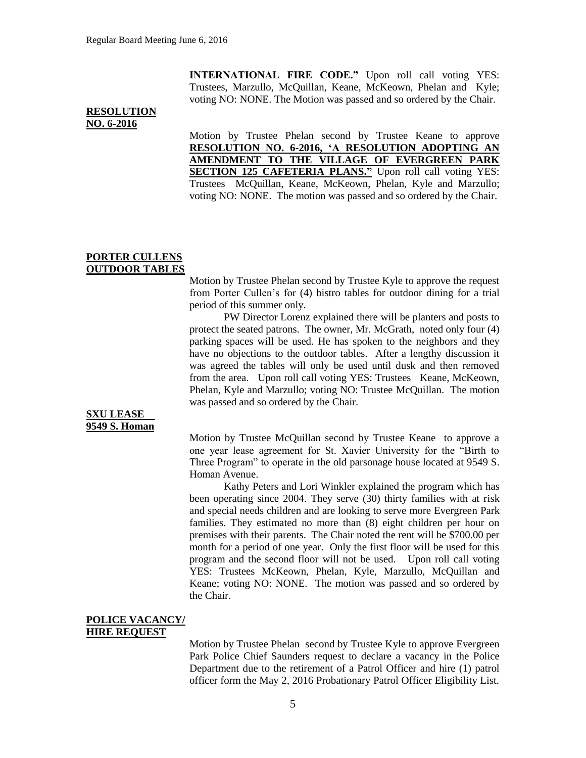**INTERNATIONAL FIRE CODE."** Upon roll call voting YES: Trustees, Marzullo, McQuillan, Keane, McKeown, Phelan and Kyle; voting NO: NONE. The Motion was passed and so ordered by the Chair.

**RESOLUTION NO. 6-2016**

Motion by Trustee Phelan second by Trustee Keane to approve **RESOLUTION NO. 6-2016, 'A RESOLUTION ADOPTING AN AMENDMENT TO THE VILLAGE OF EVERGREEN PARK SECTION 125 CAFETERIA PLANS."** Upon roll call voting YES: Trustees McQuillan, Keane, McKeown, Phelan, Kyle and Marzullo; voting NO: NONE. The motion was passed and so ordered by the Chair.

**PORTER CULLENS OUTDOOR TABLES**

Motion by Trustee Phelan second by Trustee Kyle to approve the request from Porter Cullen's for (4) bistro tables for outdoor dining for a trial period of this summer only.

PW Director Lorenz explained there will be planters and posts to protect the seated patrons. The owner, Mr. McGrath, noted only four (4) parking spaces will be used. He has spoken to the neighbors and they have no objections to the outdoor tables. After a lengthy discussion it was agreed the tables will only be used until dusk and then removed from the area. Upon roll call voting YES: Trustees Keane, McKeown, Phelan, Kyle and Marzullo; voting NO: Trustee McQuillan. The motion was passed and so ordered by the Chair.

**SXU LEASE 9549 S. Homan**

Motion by Trustee McQuillan second by Trustee Keane to approve a one year lease agreement for St. Xavier University for the "Birth to Three Program" to operate in the old parsonage house located at 9549 S. Homan Avenue.

Kathy Peters and Lori Winkler explained the program which has been operating since 2004. They serve (30) thirty families with at risk and special needs children and are looking to serve more Evergreen Park families. They estimated no more than (8) eight children per hour on premises with their parents. The Chair noted the rent will be $700.00 per month for a period of one year. Only the first floor will be used for this program and the second floor will not be used. Upon roll call voting YES: Trustees McKeown, Phelan, Kyle, Marzullo, McQuillan and Keane; voting NO: NONE. The motion was passed and so ordered by the Chair.

**POLICE VACANCY/ HIRE REQUEST**

Motion by Trustee Phelan second by Trustee Kyle to approve Evergreen Park Police Chief Saunders request to declare a vacancy in the Police Department due to the retirement of a Patrol Officer and hire (1) patrol officer form the May 2, 2016 Probationary Patrol Officer Eligibility List.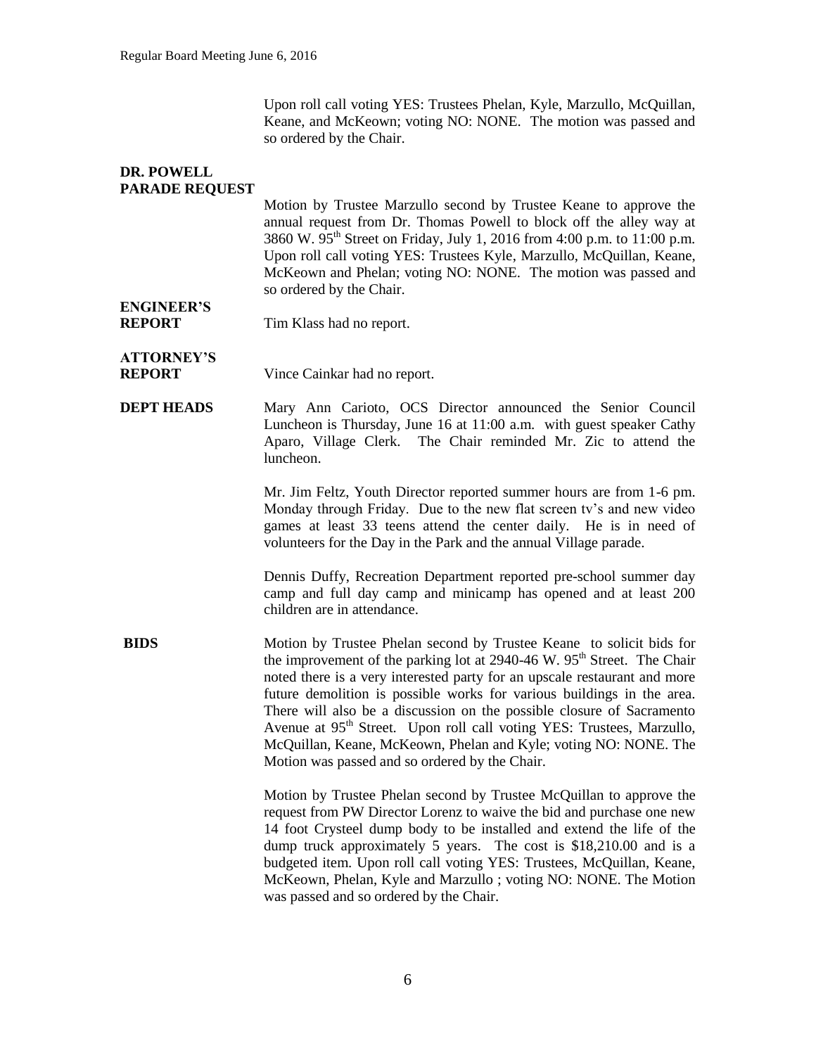Upon roll call voting YES: Trustees Phelan, Kyle, Marzullo, McQuillan, Keane, and McKeown; voting NO: NONE. The motion was passed and so ordered by the Chair.

**DR. POWELL PARADE REQUEST**

Motion by Trustee Marzullo second by Trustee Keane to approve the annual request from Dr. Thomas Powell to block off the alley way at 3860 W. 95th Street on Friday, July 1, 2016 from 4:00 p.m. to 11:00 p.m. Upon roll call voting YES: Trustees Kyle, Marzullo, McQuillan, Keane, McKeown and Phelan; voting NO: NONE. The motion was passed and so ordered by the Chair.

**ENGINEER'S REPORT**

Tim Klass had no report.

**ATTORNEY'S REPORT**

Vince Cainkar had no report.

**DEPT HEADS**

Mary Ann Carioto, OCS Director announced the Senior Council Luncheon is Thursday, June 16 at 11:00 a.m. with guest speaker Cathy Aparo, Village Clerk. The Chair reminded Mr. Zic to attend the luncheon.

Mr. Jim Feltz, Youth Director reported summer hours are from 1-6 pm. Monday through Friday. Due to the new flat screen tv's and new video games at least 33 teens attend the center daily. He is in need of volunteers for the Day in the Park and the annual Village parade.

Dennis Duffy, Recreation Department reported pre-school summer day camp and full day camp and minicamp has opened and at least 200 children are in attendance.

**BIDS**

Motion by Trustee Phelan second by Trustee Keane to solicit bids for the improvement of the parking lot at 2940-46 W. 95th Street. The Chair noted there is a very interested party for an upscale restaurant and more future demolition is possible works for various buildings in the area. There will also be a discussion on the possible closure of Sacramento Avenue at 95th Street. Upon roll call voting YES: Trustees, Marzullo, McQuillan, Keane, McKeown, Phelan and Kyle; voting NO: NONE. The Motion was passed and so ordered by the Chair.

Motion by Trustee Phelan second by Trustee McQuillan to approve the request from PW Director Lorenz to waive the bid and purchase one new 14 foot Crysteel dump body to be installed and extend the life of the dump truck approximately 5 years. The cost is $18,210.00 and is a budgeted item. Upon roll call voting YES: Trustees, McQuillan, Keane, McKeown, Phelan, Kyle and Marzullo ; voting NO: NONE. The Motion was passed and so ordered by the Chair.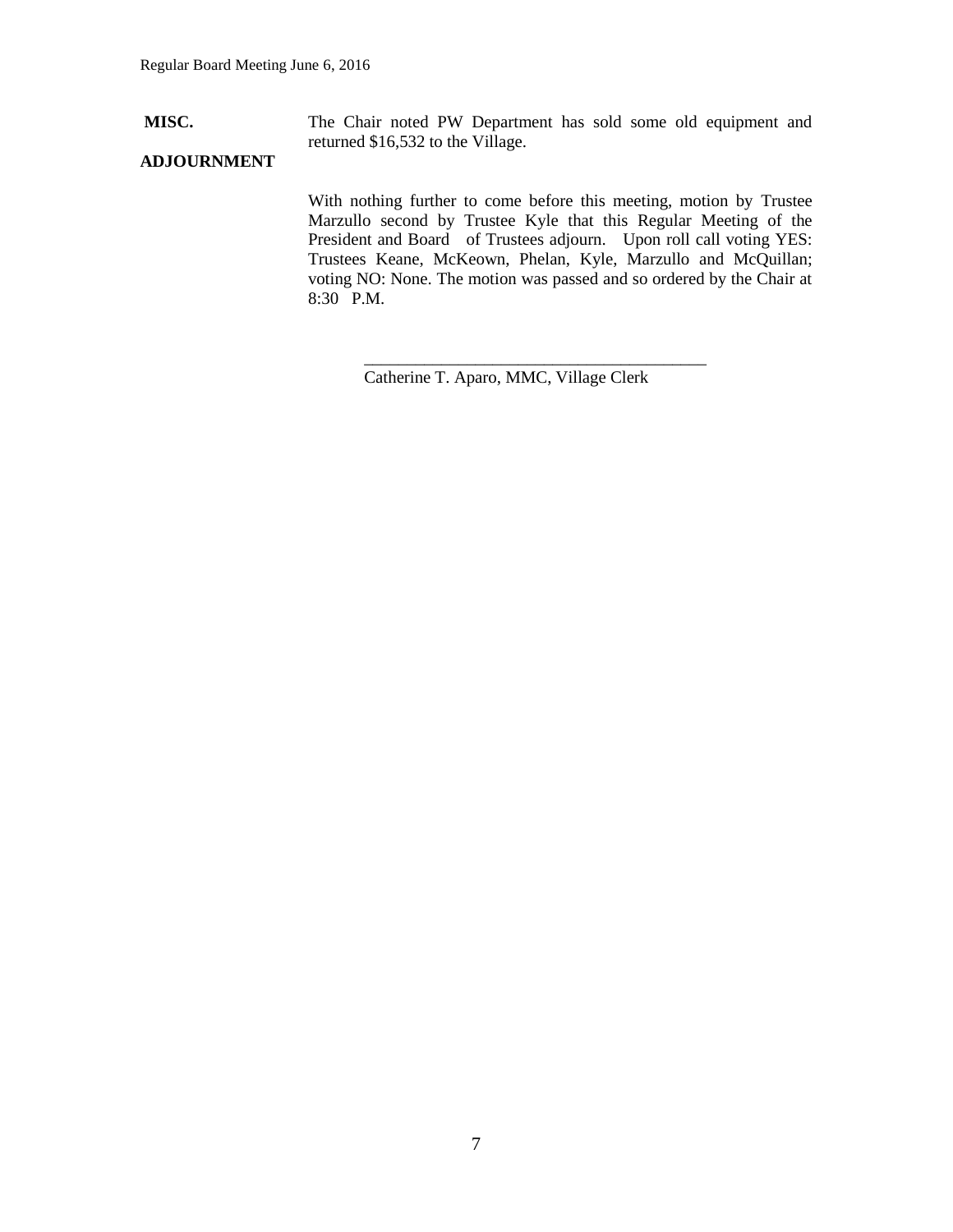**MISC.** The Chair noted PW Department has sold some old equipment and returned $16,532 to the Village.

**ADJOURNMENT**

With nothing further to come before this meeting, motion by Trustee Marzullo second by Trustee Kyle that this Regular Meeting of the President and Board of Trustees adjourn. Upon roll call voting YES: Trustees Keane, McKeown, Phelan, Kyle, Marzullo and McQuillan; voting NO: None. The motion was passed and so ordered by the Chair at 8:30 P.M.

\_\_\_\_\_\_\_\_\_\_\_\_\_\_\_\_\_\_\_\_\_\_\_\_\_\_\_\_\_\_\_\_\_\_\_\_\_\_\_\_

Catherine T. Aparo, MMC, Village Clerk